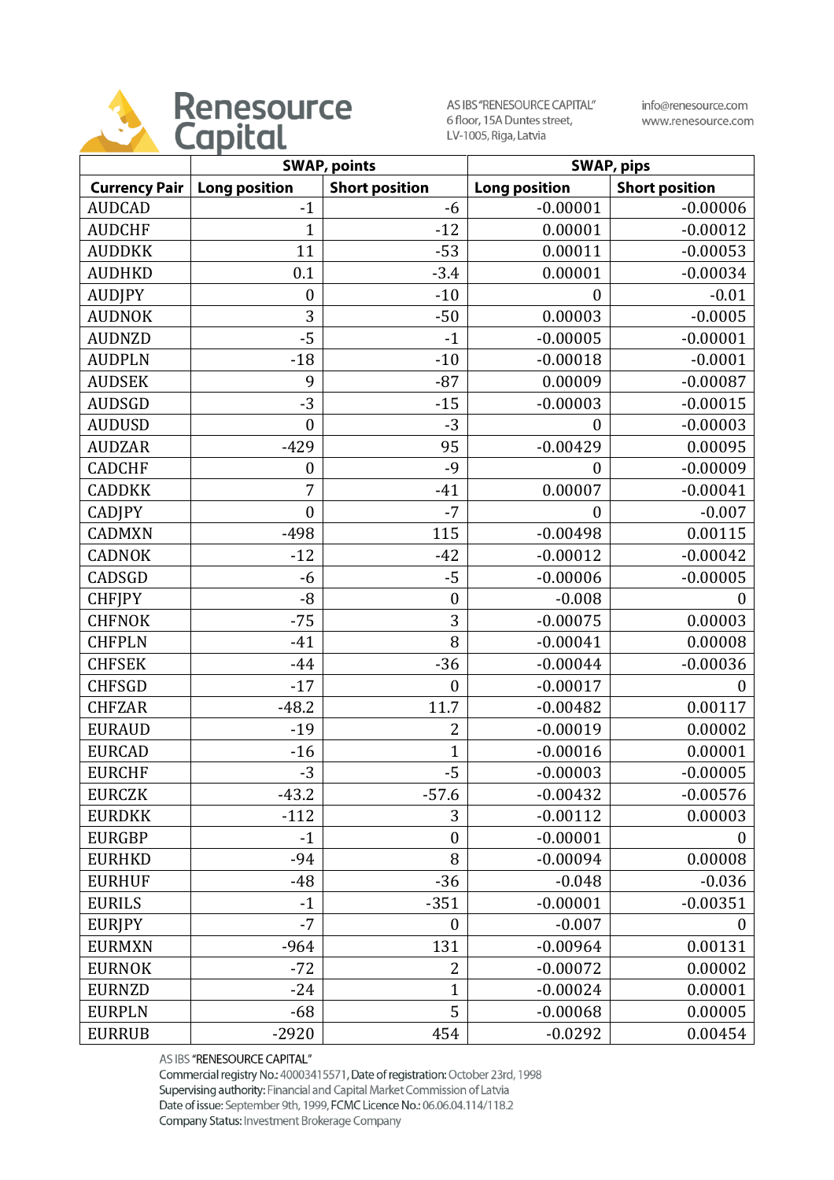# Renesource Capital

AS IBS "RENESOURCE CAPITAL"
6 floor, 15A Duntes street,
LV-1005, Riga, Latvia

info@renesource.com
www.renesource.com

| | SWAP, points | | SWAP, pips | |
|---|---|---|---|---|
| **Currency Pair** | **Long position** | **Short position** | **Long position** | **Short position** |
| AUDCAD | -1 | -6 | -0.00001 | -0.00006 |
| AUDCHF | 1 | -12 | 0.00001 | -0.00012 |
| AUDDKK | 11 | -53 | 0.00011 | -0.00053 |
| AUDHKD | 0.1 | -3.4 | 0.00001 | -0.00034 |
| AUDJPY | 0 | -10 | 0 | -0.01 |
| AUDNOK | 3 | -50 | 0.00003 | -0.0005 |
| AUDNZD | -5 | -1 | -0.00005 | -0.00001 |
| AUDPLN | -18 | -10 | -0.00018 | -0.0001 |
| AUDSEK | 9 | -87 | 0.00009 | -0.00087 |
| AUDSGD | -3 | -15 | -0.00003 | -0.00015 |
| AUDUSD | 0 | -3 | 0 | -0.00003 |
| AUDZAR | -429 | 95 | -0.00429 | 0.00095 |
| CADCHF | 0 | -9 | 0 | -0.00009 |
| CADDKK | 7 | -41 | 0.00007 | -0.00041 |
| CADJPY | 0 | -7 | 0 | -0.007 |
| CADMXN | -498 | 115 | -0.00498 | 0.00115 |
| CADNOK | -12 | -42 | -0.00012 | -0.00042 |
| CADSGD | -6 | -5 | -0.00006 | -0.00005 |
| CHFJPY | -8 | 0 | -0.008 | 0 |
| CHFNOK | -75 | 3 | -0.00075 | 0.00003 |
| CHFPLN | -41 | 8 | -0.00041 | 0.00008 |
| CHFSEK | -44 | -36 | -0.00044 | -0.00036 |
| CHFSGD | -17 | 0 | -0.00017 | 0 |
| CHFZAR | -48.2 | 11.7 | -0.00482 | 0.00117 |
| EURAUD | -19 | 2 | -0.00019 | 0.00002 |
| EURCAD | -16 | 1 | -0.00016 | 0.00001 |
| EURCHF | -3 | -5 | -0.00003 | -0.00005 |
| EURCZK | -43.2 | -57.6 | -0.00432 | -0.00576 |
| EURDKK | -112 | 3 | -0.00112 | 0.00003 |
| EURGBP | -1 | 0 | -0.00001 | 0 |
| EURHKD | -94 | 8 | -0.00094 | 0.00008 |
| EURHUF | -48 | -36 | -0.048 | -0.036 |
| EURILS | -1 | -351 | -0.00001 | -0.00351 |
| EURJPY | -7 | 0 | -0.007 | 0 |
| EURMXN | -964 | 131 | -0.00964 | 0.00131 |
| EURNOK | -72 | 2 | -0.00072 | 0.00002 |
| EURNZD | -24 | 1 | -0.00024 | 0.00001 |
| EURPLN | -68 | 5 | -0.00068 | 0.00005 |
| EURRUB | -2920 | 454 | -0.0292 | 0.00454 |

AS IBS "RENESOURCE CAPITAL"
Commercial registry No.: 40003415571, Date of registration: October 23rd, 1998
Supervising authority: Financial and Capital Market Commission of Latvia
Date of issue: September 9th, 1999, FCMC Licence No.: 06.06.04.114/118.2
Company Status: Investment Brokerage Company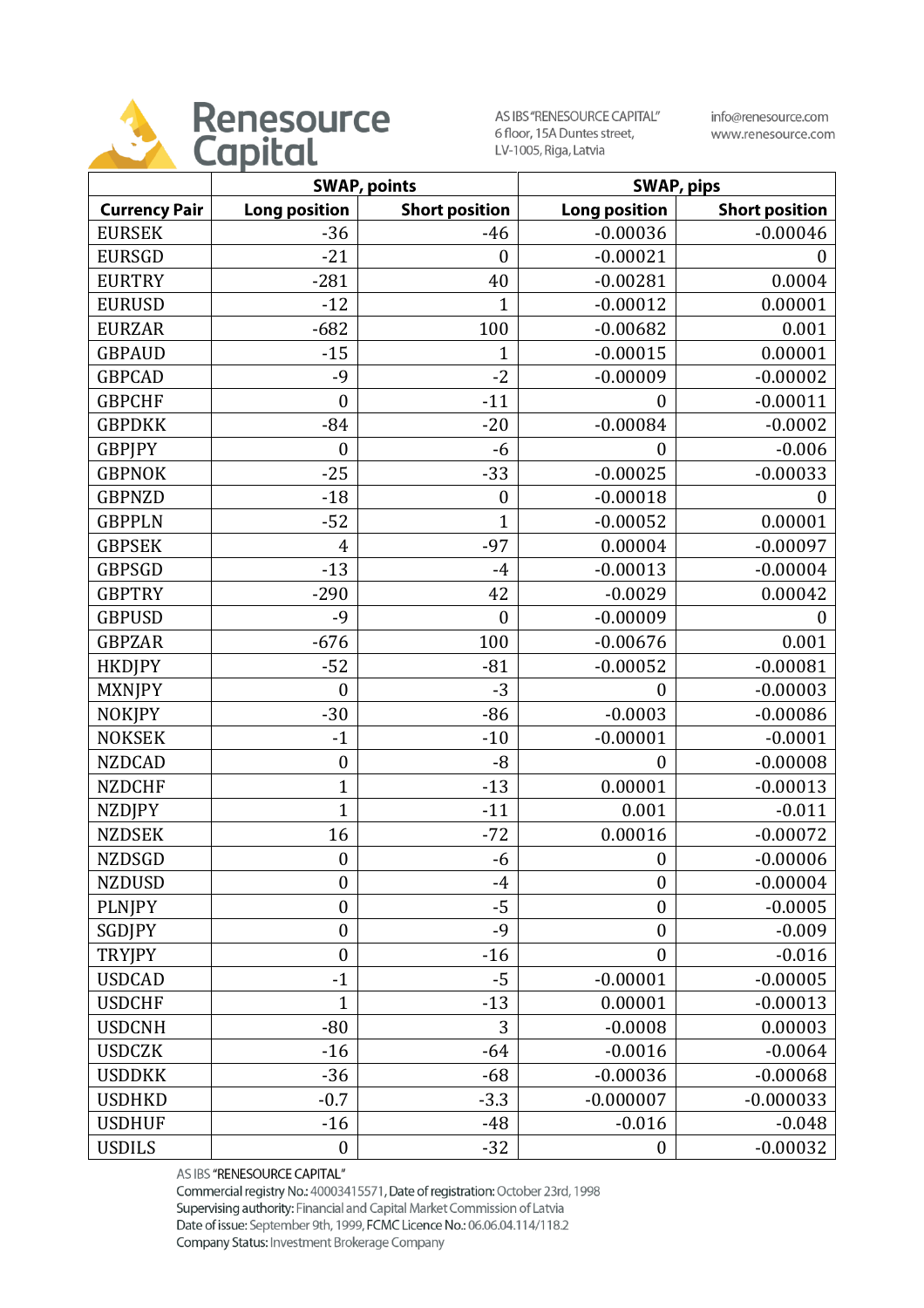Renesource Capital

AS IBS "RENESOURCE CAPITAL"
6 floor, 15A Duntes street,
LV-1005, Riga, Latvia

info@renesource.com
www.renesource.com

| | SWAP, points | | SWAP, pips | |
|---|---|---|---|---|
| **Currency Pair** | **Long position** | **Short position** | **Long position** | **Short position** |
| EURSEK | -36 | -46 | -0.00036 | -0.00046 |
| EURSGD | -21 | 0 | -0.00021 | 0 |
| EURTRY | -281 | 40 | -0.00281 | 0.0004 |
| EURUSD | -12 | 1 | -0.00012 | 0.00001 |
| EURZAR | -682 | 100 | -0.00682 | 0.001 |
| GBPAUD | -15 | 1 | -0.00015 | 0.00001 |
| GBPCAD | -9 | -2 | -0.00009 | -0.00002 |
| GBPCHF | 0 | -11 | 0 | -0.00011 |
| GBPDKK | -84 | -20 | -0.00084 | -0.0002 |
| GBPJPY | 0 | -6 | 0 | -0.006 |
| GBPNOK | -25 | -33 | -0.00025 | -0.00033 |
| GBPNZD | -18 | 0 | -0.00018 | 0 |
| GBPPLN | -52 | 1 | -0.00052 | 0.00001 |
| GBPSEK | 4 | -97 | 0.00004 | -0.00097 |
| GBPSGD | -13 | -4 | -0.00013 | -0.00004 |
| GBPTRY | -290 | 42 | -0.0029 | 0.00042 |
| GBPUSD | -9 | 0 | -0.00009 | 0 |
| GBPZAR | -676 | 100 | -0.00676 | 0.001 |
| HKDJPY | -52 | -81 | -0.00052 | -0.00081 |
| MXNJPY | 0 | -3 | 0 | -0.00003 |
| NOKJPY | -30 | -86 | -0.0003 | -0.00086 |
| NOKSEK | -1 | -10 | -0.00001 | -0.0001 |
| NZDCAD | 0 | -8 | 0 | -0.00008 |
| NZDCHF | 1 | -13 | 0.00001 | -0.00013 |
| NZDJPY | 1 | -11 | 0.001 | -0.011 |
| NZDSEK | 16 | -72 | 0.00016 | -0.00072 |
| NZDSGD | 0 | -6 | 0 | -0.00006 |
| NZDUSD | 0 | -4 | 0 | -0.00004 |
| PLNJPY | 0 | -5 | 0 | -0.0005 |
| SGDJPY | 0 | -9 | 0 | -0.009 |
| TRYJPY | 0 | -16 | 0 | -0.016 |
| USDCAD | -1 | -5 | -0.00001 | -0.00005 |
| USDCHF | 1 | -13 | 0.00001 | -0.00013 |
| USDCNH | -80 | 3 | -0.0008 | 0.00003 |
| USDCZK | -16 | -64 | -0.0016 | -0.0064 |
| USDDKK | -36 | -68 | -0.00036 | -0.00068 |
| USDHKD | -0.7 | -3.3 | -0.000007 | -0.000033 |
| USDHUF | -16 | -48 | -0.016 | -0.048 |
| USDILS | 0 | -32 | 0 | -0.00032 |

AS IBS "RENESOURCE CAPITAL"
Commercial registry No.: 40003415571, Date of registration: October 23rd, 1998
Supervising authority: Financial and Capital Market Commission of Latvia
Date of issue: September 9th, 1999, FCMC Licence No.: 06.06.04.114/118.2
Company Status: Investment Brokerage Company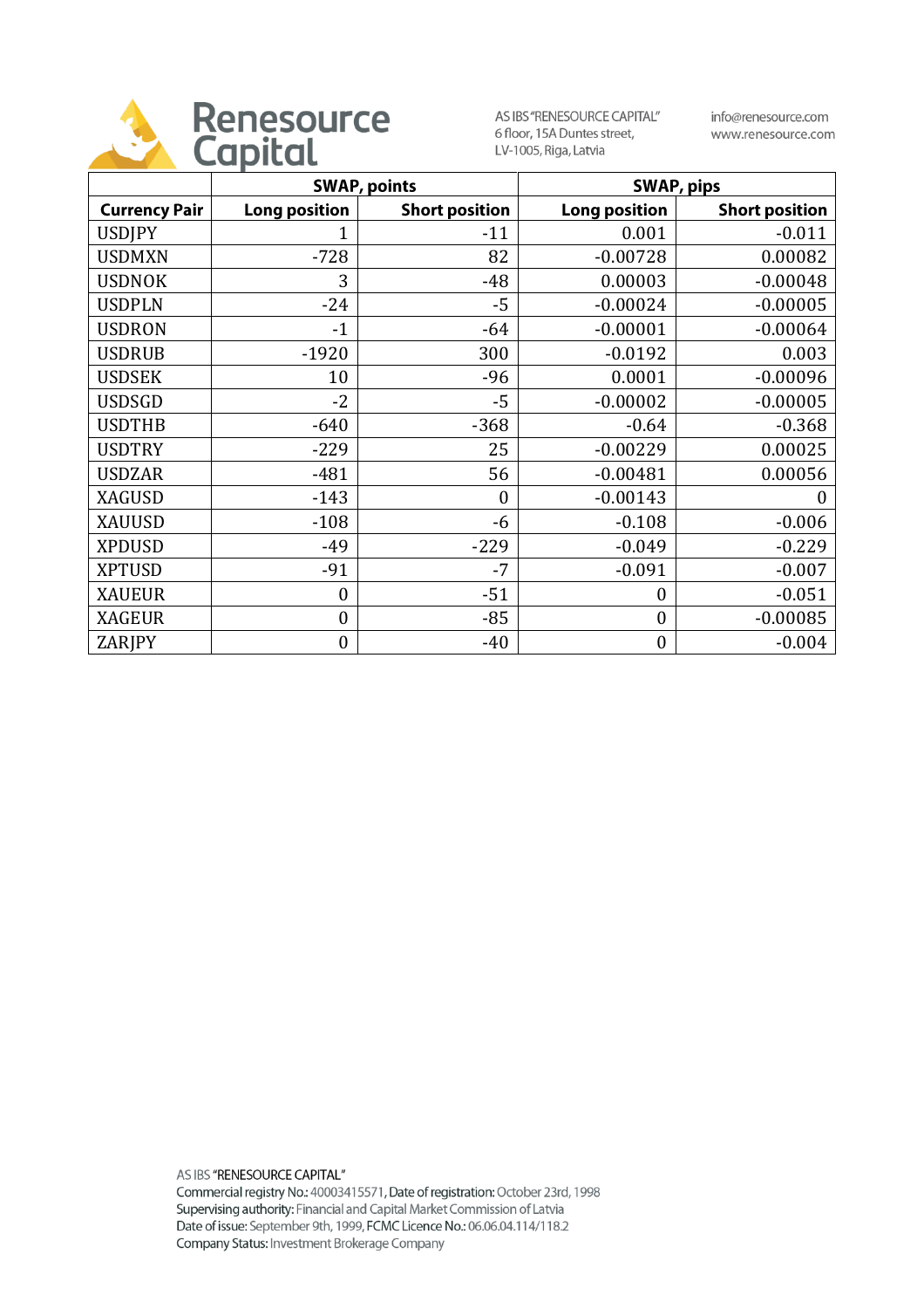| | SWAP, points | | SWAP, pips | |
|---|---|---|---|---|
| **Currency Pair** | **Long position** | **Short position** | **Long position** | **Short position** |
| USDJPY | 1 | -11 | 0.001 | -0.011 |
| USDMXN | -728 | 82 | -0.00728 | 0.00082 |
| USDNOK | 3 | -48 | 0.00003 | -0.00048 |
| USDPLN | -24 | -5 | -0.00024 | -0.00005 |
| USDRON | -1 | -64 | -0.00001 | -0.00064 |
| USDRUB | -1920 | 300 | -0.0192 | 0.003 |
| USDSEK | 10 | -96 | 0.0001 | -0.00096 |
| USDSGD | -2 | -5 | -0.00002 | -0.00005 |
| USDTHB | -640 | -368 | -0.64 | -0.368 |
| USDTRY | -229 | 25 | -0.00229 | 0.00025 |
| USDZAR | -481 | 56 | -0.00481 | 0.00056 |
| XAGUSD | -143 | 0 | -0.00143 | 0 |
| XAUUSD | -108 | -6 | -0.108 | -0.006 |
| XPDUSD | -49 | -229 | -0.049 | -0.229 |
| XPTUSD | -91 | -7 | -0.091 | -0.007 |
| XAUEUR | 0 | -51 | 0 | -0.051 |
| XAGEUR | 0 | -85 | 0 | -0.00085 |
| ZARJPY | 0 | -40 | 0 | -0.004 |